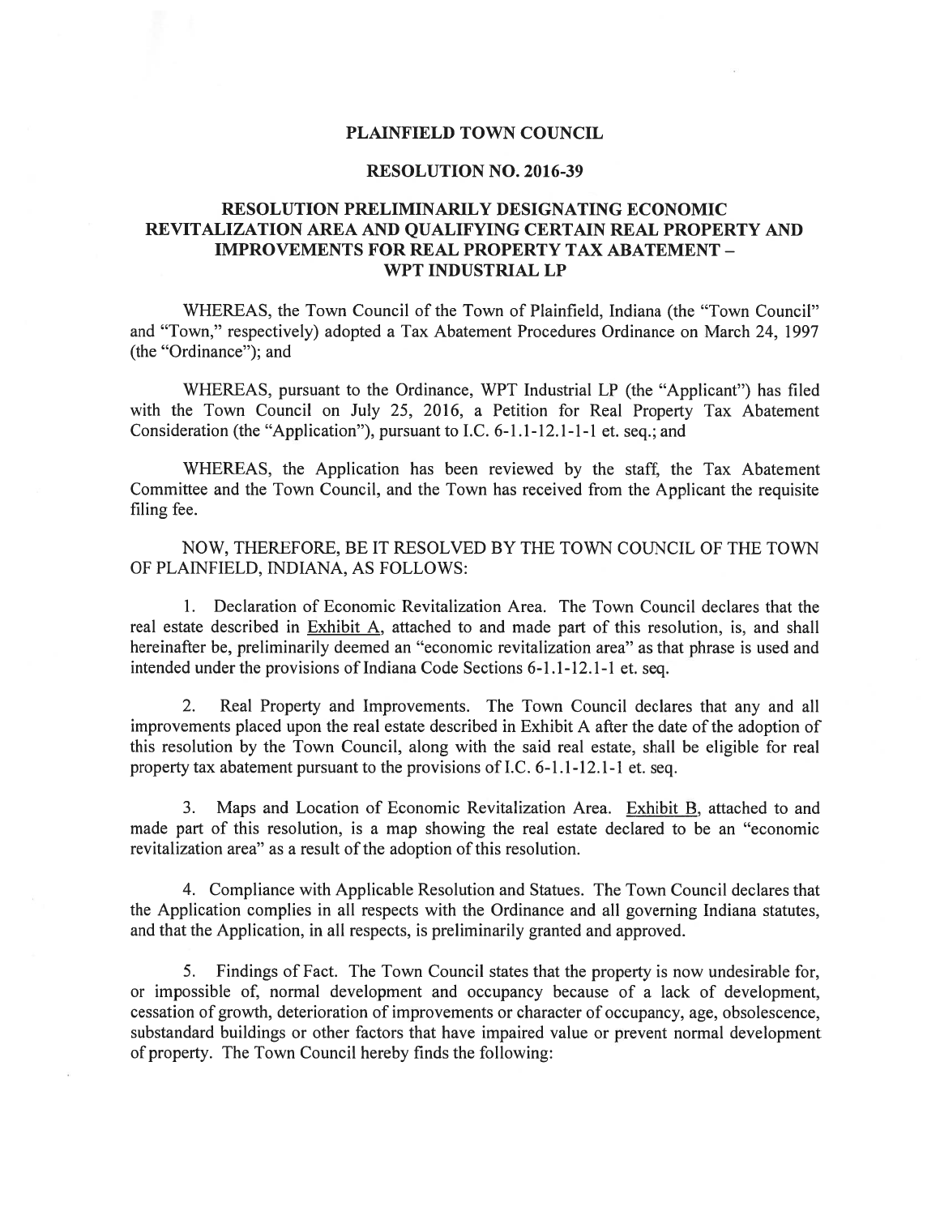# PLAINFIELD TOWN COUNCIL

## RESOLUTION NO. 2016-39

## RESOLUTION PRELIMINARILY DESIGNATING ECONOMIC REVITALIZATION AREA AND QUALIFYING CERTAIN REAL PROPERTY AND IMPROVEMENTS FOR REAL PROPERTY TAX ABATEMENT – WPT INDUSTRIAL LP

WHEREAS, the Town Council of the Town of Plainfield, Indiana (the "Town Council" and "Town," respectively) adopted a Tax Abatement Procedures Ordinance on March 24, 1997 (the "Ordinance"); and

WHEREAS, pursuant to the Ordinance, WPT Industrial LP (the "Applicant") has filed with the Town Council on July 25, 2016, a Petition for Real Property Tax Abatement Consideration (the "Application"), pursuant to I.C. 6-1.1-12.1-1 et. seq.; and

WHEREAS, the Application has been reviewed by the staff, the Tax Abatement Committee and the Town Council, and the Town has received from the Applicant the requisite filing fee.

NOW, THEREFORE, BE IT RESOLVED BY THE TOWN COUNCIL OF THE TOWN OF PLAINFIELD, INDIANA, AS FOLLOWS:

1. Declaration of Economic Revitalization Area. The Town Council declares that the real estate described in Exhibit A, attached to and made part of this resolution, is, and shall hereinafter be, preliminarily deemed an "economic revitalization area" as that phrase is used and intended under the provisions of Indiana Code Sections 6-1.1-12.1-1 et. seq.

2. Real Property and Improvements. The Town Council declares that any and all improvements placed upon the real estate described in Exhibit A after the date of the adoption of this resolution by the Town Council, along with the said real estate, shall be eligible for real property tax abatement pursuant to the provisions of I.C. 6-1.1-12.1-1 et. seq.

3. Maps and Location of Economic Revitalization Area. Exhibit B, attached to and made part of this resolution, is a map showing the real estate declared to be an "economic revitalization area" as a result of the adoption of this resolution.

4. Compliance with Applicable Resolution and Statues. The Town Council declares that the Application complies in all respects with the Ordinance and all governing Indiana statutes, and that the Application, in all respects, is preliminarily granted and approved.

5. Findings of Fact. The Town Council states that the property is now undesirable for, or impossible of, normal development and occupancy because of a lack of development, cessation of growth, deterioration of improvements or character of occupancy, age, obsolescence, substandard buildings or other factors that have impaired value or prevent normal development of property. The Town Council hereby finds the following: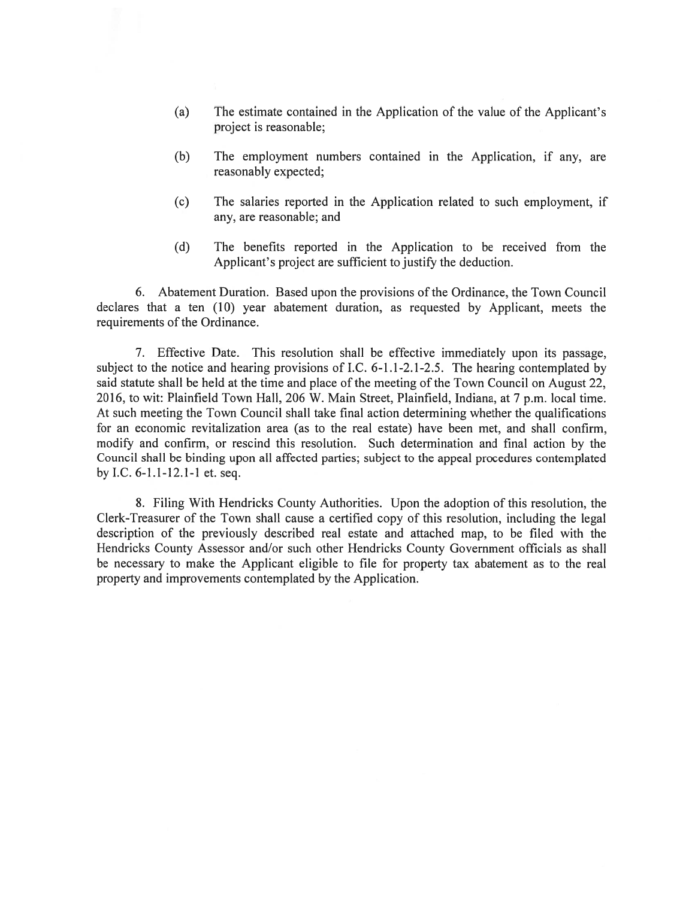(a) The estimate contained in the Application of the value of the Applicant's project is reasonable;

(b) The employment numbers contained in the Application, if any, are reasonably expected;

(c) The salaries reported in the Application related to such employment, if any, are reasonable; and

(d) The benefits reported in the Application to be received from the Applicant's project are sufficient to justify the deduction.

6. Abatement Duration. Based upon the provisions of the Ordinance, the Town Council declares that a ten (10) year abatement duration, as requested by Applicant, meets the requirements of the Ordinance.

7. Effective Date. This resolution shall be effective immediately upon its passage, subject to the notice and hearing provisions of I.C. 6-1.1-2.1-2.5. The hearing contemplated by said statute shall be held at the time and place of the meeting of the Town Council on August 22, 2016, to wit: Plainfield Town Hall, 206 W. Main Street, Plainfield, Indiana, at 7 p.m. local time. At such meeting the Town Council shall take final action determining whether the qualifications for an economic revitalization area (as to the real estate) have been met, and shall confirm, modify and confirm, or rescind this resolution. Such determination and final action by the Council shall be binding upon all affected parties; subject to the appeal procedures contemplated by I.C. 6-1.1-12.1-1 et. seq.

8. Filing With Hendricks County Authorities. Upon the adoption of this resolution, the Clerk-Treasurer of the Town shall cause a certified copy of this resolution, including the legal description of the previously described real estate and attached map, to be filed with the Hendricks County Assessor and/or such other Hendricks County Government officials as shall be necessary to make the Applicant eligible to file for property tax abatement as to the real property and improvements contemplated by the Application.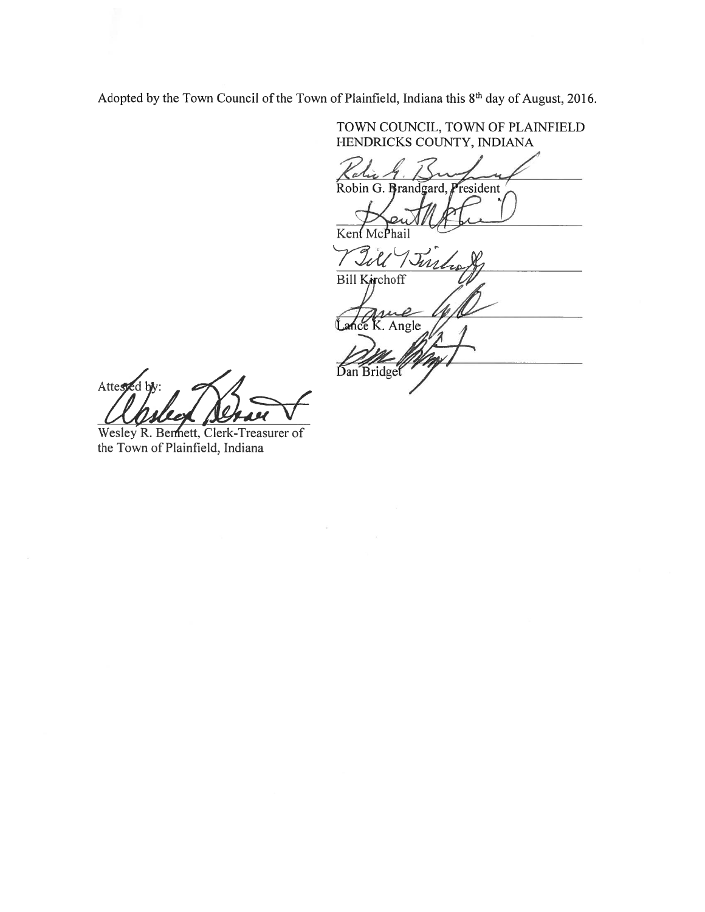Adopted by the Town Council of the Town of Plainfield, Indiana this 8th day of August, 2016.

TOWN COUNCIL, TOWN OF PLAINFIELD
HENDRICKS COUNTY, INDIANA

Robin G. Brandgard, President

Kent McPhail

Bill Kirchoff

Lance K. Angle

Dan Bridget

Attested by:

Wesley R. Bennett, Clerk-Treasurer of the Town of Plainfield, Indiana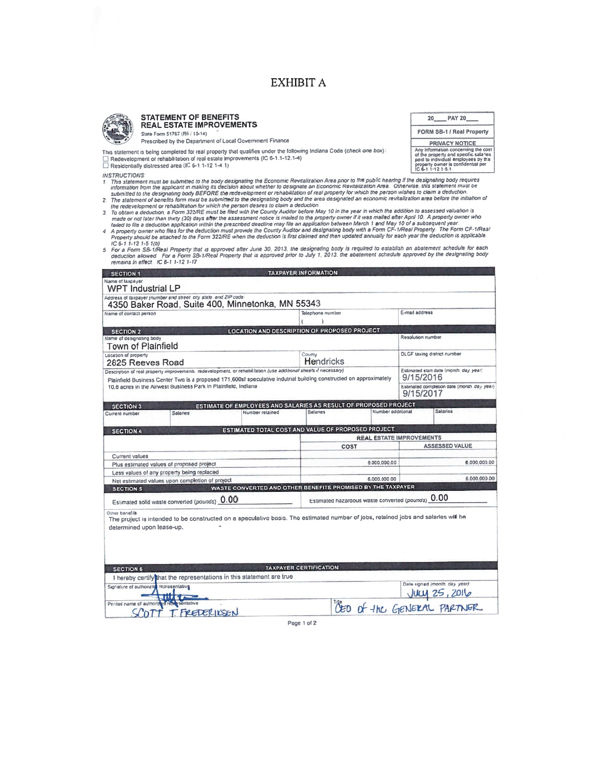# EXHIBIT A

**STATEMENT OF BENEFITS**
**REAL ESTATE IMPROVEMENTS**
State Form 51767 (R6 / 10-14)
Prescribed by the Department of Local Government Finance

| 20\_\_\_\_ PAY 20\_\_\_\_ |
|---|
| FORM SB-1 / Real Property |
| PRIVACY NOTICE |
| Any information concerning the cost of the property and specific salaries paid to individual employees by the property owner is confidential per IC 6-1.1-12.1-5.1. |

This statement is being completed for real property that qualifies under the following Indiana Code (check one box):

- ☐ Redevelopment or rehabilitation of real estate improvements (IC 6-1.1-12.1-4)
- ☐ Residentially distressed area (IC 6-1.1-12.1-4.1)

INSTRUCTIONS:

1. This statement must be submitted to the body designating the Economic Revitalization Area prior to the public hearing if the designating body requires information from the applicant in making its decision about whether to designate an Economic Revitalization Area. Otherwise, this statement must be submitted to the designating body BEFORE the redevelopment or rehabilitation of real property for which the person wishes to claim a deduction.
2. The statement of benefits form must be submitted to the designating body and the area designated an economic revitalization area before the initiation of the redevelopment or rehabilitation for which the person desires to claim a deduction.
3. To obtain a deduction, a Form 322/RE must be filed with the County Auditor before May 10 in the year in which the addition to assessed valuation is made or not later than thirty (30) days after the assessment notice is mailed to the property owner if it was mailed after April 10. A property owner who failed to file a deduction application within the prescribed deadline may file an application between March 1 and May 10 of a subsequent year.
4. A property owner who files for the deduction must provide the County Auditor and designating body with a Form CF-1/Real Property. The Form CF-1/Real Property should be attached to the Form 322/RE when the deduction is first claimed and then updated annually for each year the deduction is applicable. IC 6-1.1-12.1-5.1(b)
5. For a Form SB-1/Real Property that is approved after June 30, 2013, the designating body is required to establish an abatement schedule for each deduction allowed. For a Form SB-1/Real Property that is approved prior to July 1, 2013, the abatement schedule approved by the designating body remains in effect. IC 6-1.1-12.1-17

## SECTION 1 — TAXPAYER INFORMATION

| Name of taxpayer | | |
|---|---|---|
| WPT Industrial LP | | |
| **Address of taxpayer** (number and street, city, state, and ZIP code) | | |
| 4350 Baker Road, Suite 400, Minnetonka, MN 55343 | | |
| **Name of contact person** | **Telephone number** | **E-mail address** |
| | ( ) | |

## SECTION 2 — LOCATION AND DESCRIPTION OF PROPOSED PROJECT

| Name of designating body | | Resolution number |
|---|---|---|
| Town of Plainfield | | |
| **Location of property** | **County** | **DLGF taxing district number** |
| 2825 Reeves Road | Hendricks | |
| **Description of real property improvements, redevelopment, or rehabilitation** (use additional sheets if necessary) | | **Estimated start date** (month, day, year) |
| Plainfield Business Center Two is a proposed 171,600sf speculative indutrial building constructed on approximately 10.6 acres in the Airwest Business Park in Plainfield, Indiana | | 9/15/2016 |
| | | **Estimated completion date** (month, day, year) |
| | | 9/15/2017 |

## SECTION 3 — ESTIMATE OF EMPLOYEES AND SALARIES AS RESULT OF PROPOSED PROJECT

| Current number | Salaries | Number retained | Salaries | Number additional | Salaries |
|---|---|---|---|---|---|
| | | | | | |

## SECTION 4 — ESTIMATED TOTAL COST AND VALUE OF PROPOSED PROJECT

| | REAL ESTATE IMPROVEMENTS | |
|---|---|---|
| | COST | ASSESSED VALUE |
| Current values | | |
| Plus estimated values of proposed project | 6,000,000.00 | 6,000,000.00 |
| Less values of any property being replaced | | |
| Net estimated values upon completion of project | 6,000,000.00 | 6,000,000.00 |

## SECTION 5 — WASTE CONVERTED AND OTHER BENEFITS PROMISED BY THE TAXPAYER

Estimated solid waste converted (pounds) 0.00

Estimated hazardous waste converted (pounds) 0.00

Other benefits

The project is intended to be constructed on a speculative basis. The estimated number of jobs, retained jobs and salaries will be determined upon lease-up.

## SECTION 6 — TAXPAYER CERTIFICATION

I hereby certify that the representations in this statement are true.

| Signature of authorized representative | | Date signed (month, day, year) |
|---|---|---|
| [signature] | | July 25, 2016 |
| **Printed name of authorized representative** | **Title** | |
| Scott T. Frederiksen | CEO of the General Partner | |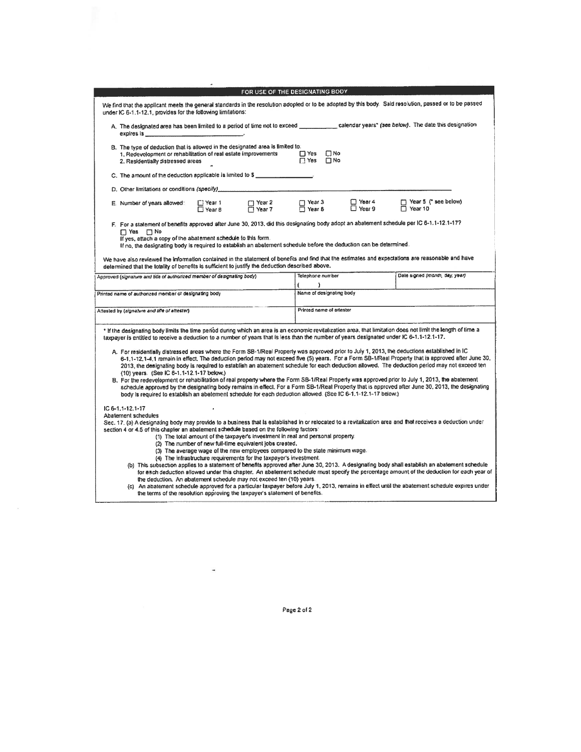## FOR USE OF THE DESIGNATING BODY

We find that the applicant meets the general standards in the resolution adopted or to be adopted by this body. Said resolution, passed or to be passed under IC 6-1.1-12.1, provides for the following limitations:

A. The designated area has been limited to a period of time not to exceed ____________ calendar years* *(see below)*. The date this designation expires is ______________________________.

B. The type of deduction that is allowed in the designated area is limited to:
   1. Redevelopment or rehabilitation of real estate improvements ☐ Yes ☐ No
   2. Residentially distressed areas ☐ Yes ☐ No

C. The amount of the deduction applicable is limited to $ _______________.

D. Other limitations or conditions *(specify)* ______________________________________________

E. Number of years allowed: ☐ Year 1 ☐ Year 2 ☐ Year 3 ☐ Year 4 ☐ Year 5 (* see below) ☐ Year 6 ☐ Year 7 ☐ Year 8 ☐ Year 9 ☐ Year 10

F. For a statement of benefits approved after June 30, 2013, did this designating body adopt an abatement schedule per IC 6-1.1-12.1-17?
   ☐ Yes ☐ No
   If yes, attach a copy of the abatement schedule to this form.
   If no, the designating body is required to establish an abatement schedule before the deduction can be determined.

We have also reviewed the information contained in the statement of benefits and find that the estimates and expectations are reasonable and have determined that the totality of benefits is sufficient to justify the deduction described above.

| Approved *(signature and title of authorized member of designating body)* | Telephone number ( ) | Date signed *(month, day, year)* |
|---|---|---|
| Printed name of authorized member of designating body | Name of designating body | |
| Attested by *(signature and title of attester)* | Printed name of attester | |

* If the designating body limits the time period during which an area is an economic revitalization area, that limitation does not limit the length of time a taxpayer is entitled to receive a deduction to a number of years that is less than the number of years designated under IC 6-1.1-12.1-17.

A. For residentially distressed areas where the Form SB-1/Real Property was approved prior to July 1, 2013, the deductions established in IC 6-1.1-12.1-4.1 remain in effect. The deduction period may not exceed five (5) years. For a Form SB-1/Real Property that is approved after June 30, 2013, the designating body is required to establish an abatement schedule for each deduction allowed. The deduction period may not exceed ten (10) years. (See IC 6-1.1-12.1-17 below.)

B. For the redevelopment or rehabilitation of real property where the Form SB-1/Real Property was approved prior to July 1, 2013, the abatement schedule approved by the designating body remains in effect. For a Form SB-1/Real Property that is approved after June 30, 2013, the designating body is required to establish an abatement schedule for each deduction allowed. (See IC 6-1.1-12.1-17 below.)

IC 6-1.1-12.1-17
Abatement schedules
Sec. 17. (a) A designating body may provide to a business that is established in or relocated to a revitalization area and that receives a deduction under section 4 or 4.5 of this chapter an abatement schedule based on the following factors:
   (1) The total amount of the taxpayer's investment in real and personal property.
   (2) The number of new full-time equivalent jobs created.
   (3) The average wage of the new employees compared to the state minimum wage.
   (4) The infrastructure requirements for the taxpayer's investment.
(b) This subsection applies to a statement of benefits approved after June 30, 2013. A designating body shall establish an abatement schedule for each deduction allowed under this chapter. An abatement schedule must specify the percentage amount of the deduction for each year of the deduction. An abatement schedule may not exceed ten (10) years.
(c) An abatement schedule approved for a particular taxpayer before July 1, 2013, remains in effect until the abatement schedule expires under the terms of the resolution approving the taxpayer's statement of benefits.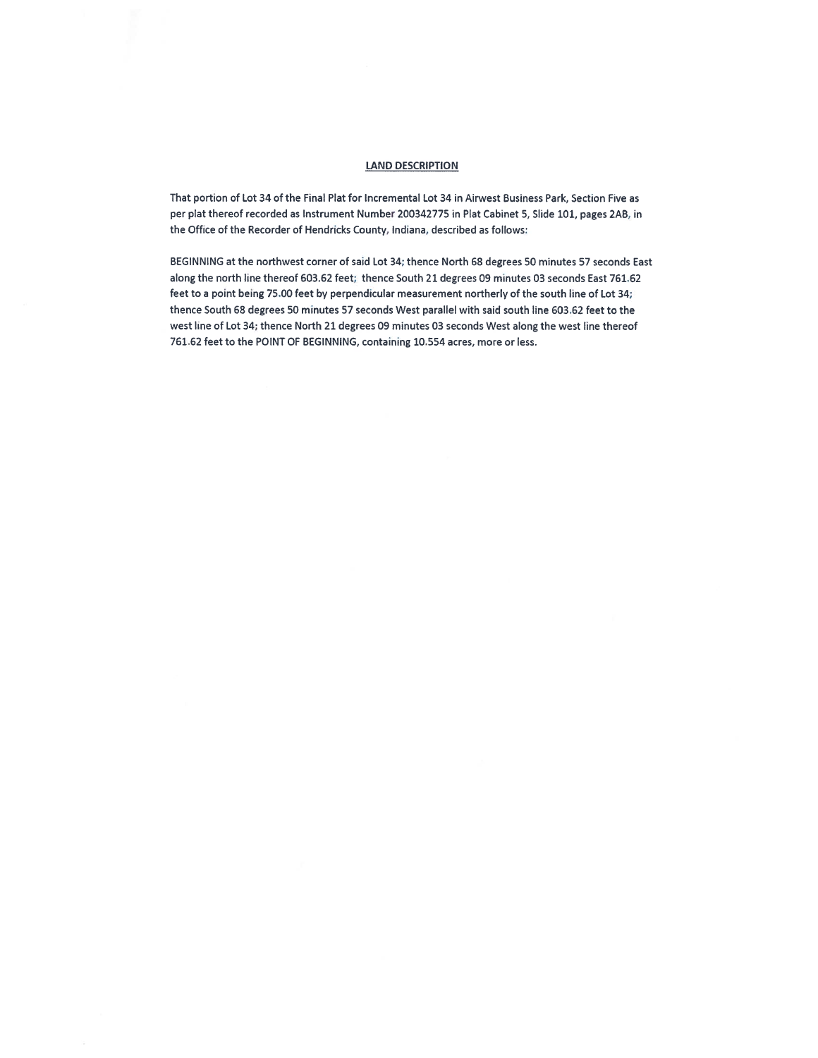## LAND DESCRIPTION

That portion of Lot 34 of the Final Plat for Incremental Lot 34 in Airwest Business Park, Section Five as per plat thereof recorded as Instrument Number 200342775 in Plat Cabinet 5, Slide 101, pages 2AB, in the Office of the Recorder of Hendricks County, Indiana, described as follows:

BEGINNING at the northwest corner of said Lot 34; thence North 68 degrees 50 minutes 57 seconds East along the north line thereof 603.62 feet; thence South 21 degrees 09 minutes 03 seconds East 761.62 feet to a point being 75.00 feet by perpendicular measurement northerly of the south line of Lot 34; thence South 68 degrees 50 minutes 57 seconds West parallel with said south line 603.62 feet to the west line of Lot 34; thence North 21 degrees 09 minutes 03 seconds West along the west line thereof 761.62 feet to the POINT OF BEGINNING, containing 10.554 acres, more or less.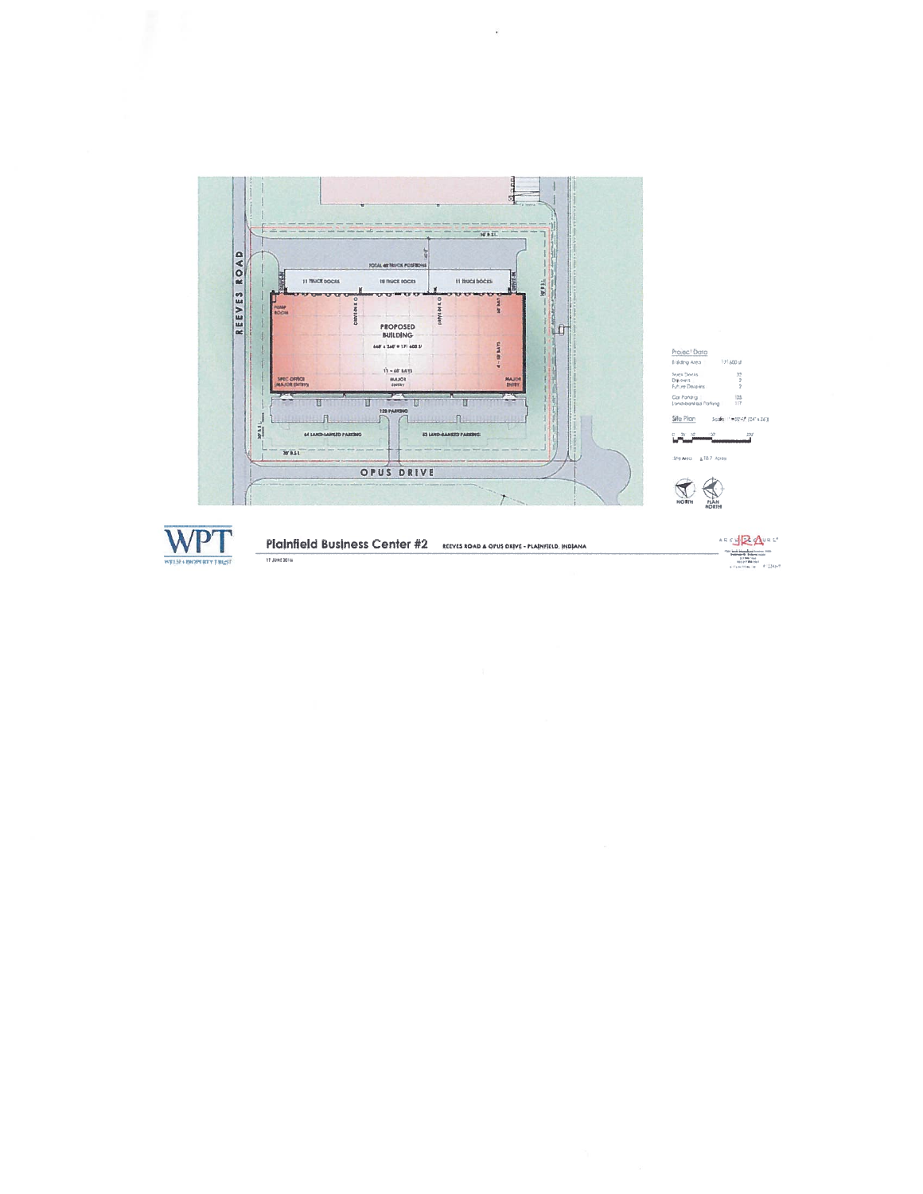REEVES ROAD

OPUS DRIVE

TOTAL 40 TRUCK POSITIONS

11 TRUCK DOCKS

10 TRUCK DOCKS

11 TRUCK DOCKS

PUMP ROOM

PROPOSED BUILDING

660' x 260' = 171,600 SF

11 - 60' BAYS

4 - 50' BAYS

SPEC OFFICE (MAJOR ENTRY)

MAJOR ENTRY

MAJOR ENTRY

128 PARKING

64 LAND-BANKED PARKING

53 LAND-BANKED PARKING

Project Data

| | |
|---|---|
| Building Area | 171,600 sf |
| Truck Docks | 32 |
| Drive-ins | 2 |
| Future Drive-ins | 2 |
| Car Parking | 128 |
| Land-banked Parking | 117 |

Site Plan Scale: 1" = 50'-0" (24" x 36")

0 25 50 100 200

Site Area: ± 10.7 Acres

NORTH

PLAN NORTH

WPT

WELSH PROPERTY TRUST

**Plainfield Business Center #2** REEVES ROAD & OPUS DRIVE - PLAINFIELD, INDIANA

17 JUNE 2016

ARCHITECTURE JRA